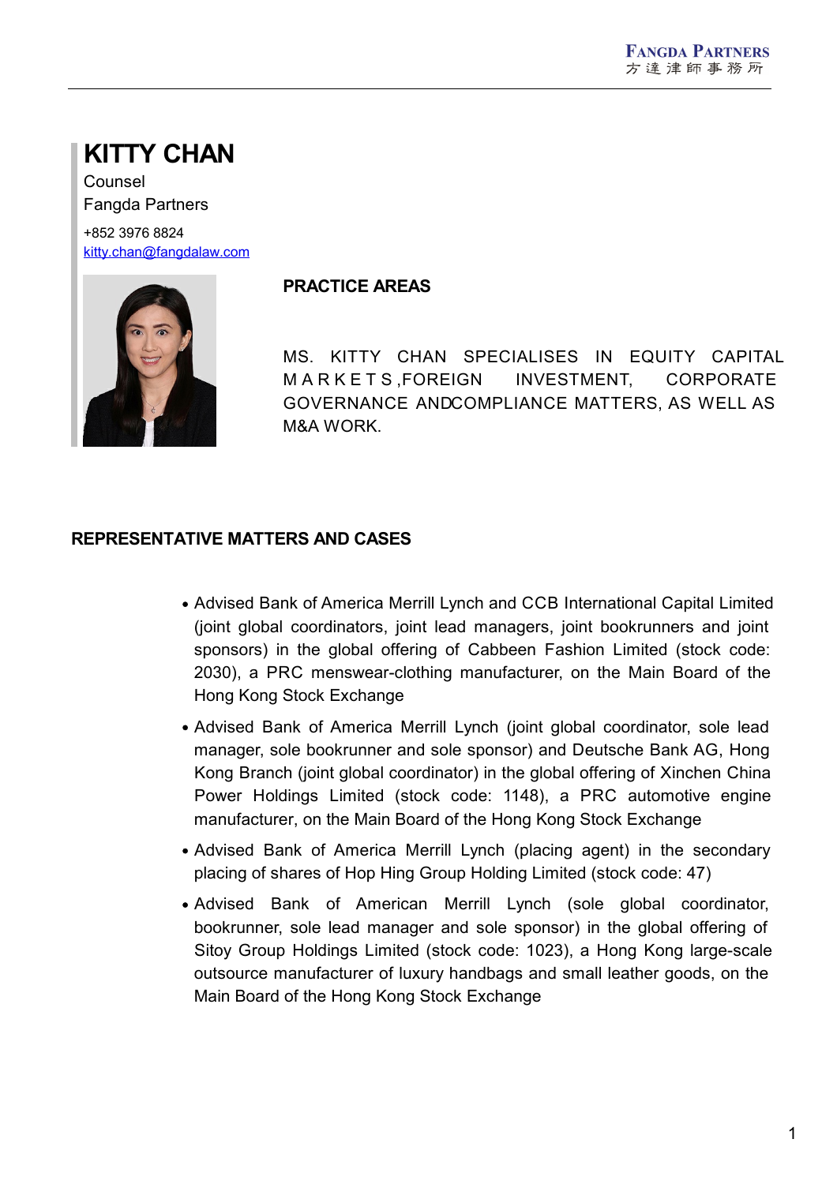# KITTY CHAN

Counsel
Fangda Partners

+852 3976 8824
kitty.chan@fangdalaw.com

## PRACTICE AREAS

MS. KITTY CHAN SPECIALISES IN EQUITY CAPITAL MARKETS ,FOREIGN INVESTMENT, CORPORATE GOVERNANCE ANDCOMPLIANCE MATTERS, AS WELL AS M&A WORK.

## REPRESENTATIVE MATTERS AND CASES

- Advised Bank of America Merrill Lynch and CCB International Capital Limited (joint global coordinators, joint lead managers, joint bookrunners and joint sponsors) in the global offering of Cabbeen Fashion Limited (stock code: 2030), a PRC menswear-clothing manufacturer, on the Main Board of the Hong Kong Stock Exchange
- Advised Bank of America Merrill Lynch (joint global coordinator, sole lead manager, sole bookrunner and sole sponsor) and Deutsche Bank AG, Hong Kong Branch (joint global coordinator) in the global offering of Xinchen China Power Holdings Limited (stock code: 1148), a PRC automotive engine manufacturer, on the Main Board of the Hong Kong Stock Exchange
- Advised Bank of America Merrill Lynch (placing agent) in the secondary placing of shares of Hop Hing Group Holding Limited (stock code: 47)
- Advised Bank of American Merrill Lynch (sole global coordinator, bookrunner, sole lead manager and sole sponsor) in the global offering of Sitoy Group Holdings Limited (stock code: 1023), a Hong Kong large-scale outsource manufacturer of luxury handbags and small leather goods, on the Main Board of the Hong Kong Stock Exchange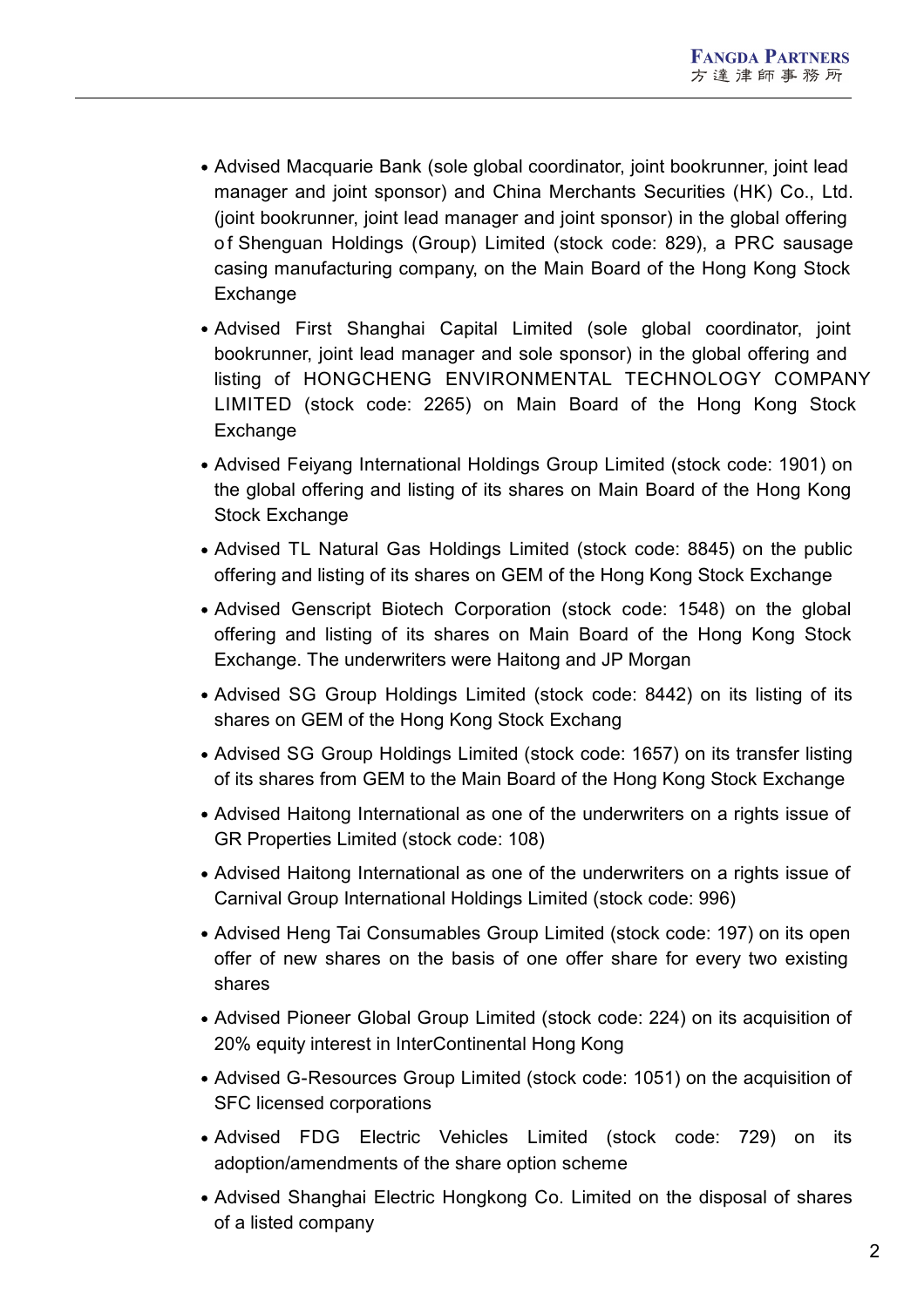- Advised Macquarie Bank (sole global coordinator, joint bookrunner, joint lead manager and joint sponsor) and China Merchants Securities (HK) Co., Ltd. (joint bookrunner, joint lead manager and joint sponsor) in the global offering of Shenguan Holdings (Group) Limited (stock code: 829), a PRC sausage casing manufacturing company, on the Main Board of the Hong Kong Stock Exchange
- Advised First Shanghai Capital Limited (sole global coordinator, joint bookrunner, joint lead manager and sole sponsor) in the global offering and listing of HONGCHENG ENVIRONMENTAL TECHNOLOGY COMPANY LIMITED (stock code: 2265) on Main Board of the Hong Kong Stock Exchange
- Advised Feiyang International Holdings Group Limited (stock code: 1901) on the global offering and listing of its shares on Main Board of the Hong Kong Stock Exchange
- Advised TL Natural Gas Holdings Limited (stock code: 8845) on the public offering and listing of its shares on GEM of the Hong Kong Stock Exchange
- Advised Genscript Biotech Corporation (stock code: 1548) on the global offering and listing of its shares on Main Board of the Hong Kong Stock Exchange. The underwriters were Haitong and JP Morgan
- Advised SG Group Holdings Limited (stock code: 8442) on its listing of its shares on GEM of the Hong Kong Stock Exchang
- Advised SG Group Holdings Limited (stock code: 1657) on its transfer listing of its shares from GEM to the Main Board of the Hong Kong Stock Exchange
- Advised Haitong International as one of the underwriters on a rights issue of GR Properties Limited (stock code: 108)
- Advised Haitong International as one of the underwriters on a rights issue of Carnival Group International Holdings Limited (stock code: 996)
- Advised Heng Tai Consumables Group Limited (stock code: 197) on its open offer of new shares on the basis of one offer share for every two existing shares
- Advised Pioneer Global Group Limited (stock code: 224) on its acquisition of 20% equity interest in InterContinental Hong Kong
- Advised G-Resources Group Limited (stock code: 1051) on the acquisition of SFC licensed corporations
- Advised FDG Electric Vehicles Limited (stock code: 729) on its adoption/amendments of the share option scheme
- Advised Shanghai Electric Hongkong Co. Limited on the disposal of shares of a listed company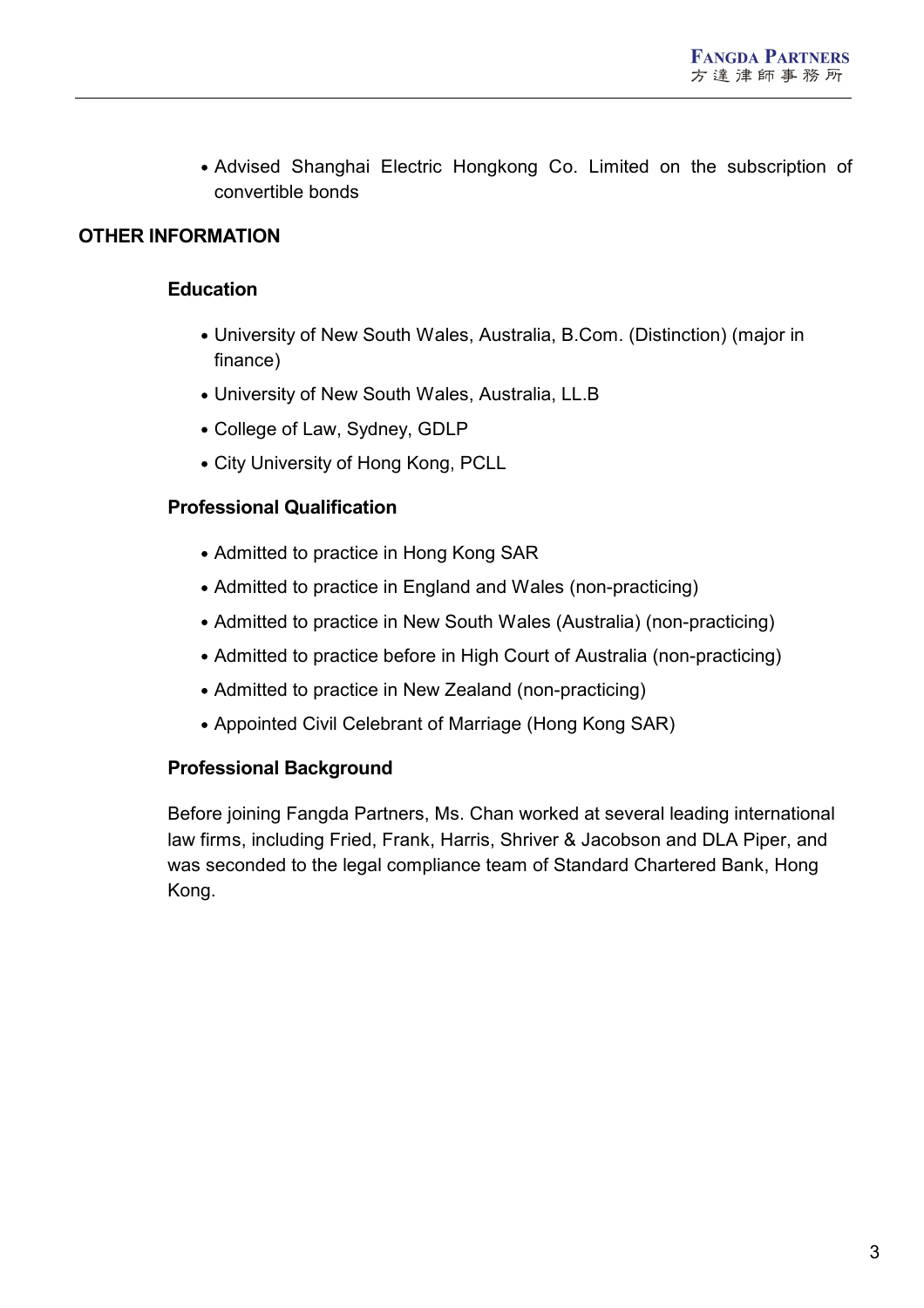- Advised Shanghai Electric Hongkong Co. Limited on the subscription of convertible bonds

## OTHER INFORMATION

### Education

- University of New South Wales, Australia, B.Com. (Distinction) (major in finance)
- University of New South Wales, Australia, LL.B
- College of Law, Sydney, GDLP
- City University of Hong Kong, PCLL

### Professional Qualification

- Admitted to practice in Hong Kong SAR
- Admitted to practice in England and Wales (non-practicing)
- Admitted to practice in New South Wales (Australia) (non-practicing)
- Admitted to practice before in High Court of Australia (non-practicing)
- Admitted to practice in New Zealand (non-practicing)
- Appointed Civil Celebrant of Marriage (Hong Kong SAR)

### Professional Background

Before joining Fangda Partners, Ms. Chan worked at several leading international law firms, including Fried, Frank, Harris, Shriver & Jacobson and DLA Piper, and was seconded to the legal compliance team of Standard Chartered Bank, Hong Kong.